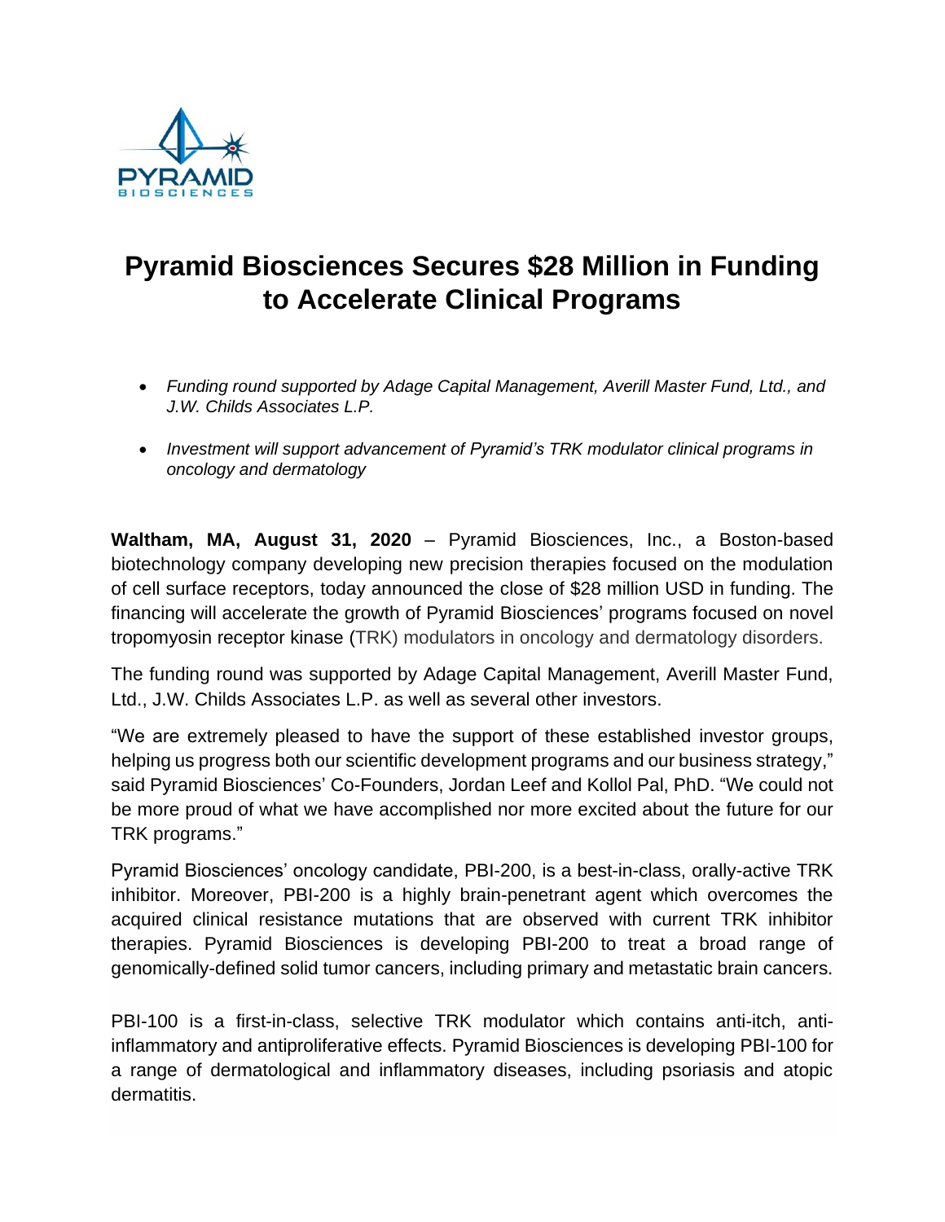# Pyramid Biosciences Secures $28 Million in Funding to Accelerate Clinical Programs

- *Funding round supported by Adage Capital Management, Averill Master Fund, Ltd., and J.W. Childs Associates L.P.*
- *Investment will support advancement of Pyramid's TRK modulator clinical programs in oncology and dermatology*

**Waltham, MA, August 31, 2020** – Pyramid Biosciences, Inc., a Boston-based biotechnology company developing new precision therapies focused on the modulation of cell surface receptors, today announced the close of $28 million USD in funding. The financing will accelerate the growth of Pyramid Biosciences' programs focused on novel tropomyosin receptor kinase (TRK) modulators in oncology and dermatology disorders.

The funding round was supported by Adage Capital Management, Averill Master Fund, Ltd., J.W. Childs Associates L.P. as well as several other investors.

"We are extremely pleased to have the support of these established investor groups, helping us progress both our scientific development programs and our business strategy," said Pyramid Biosciences' Co-Founders, Jordan Leef and Kollol Pal, PhD. "We could not be more proud of what we have accomplished nor more excited about the future for our TRK programs."

Pyramid Biosciences' oncology candidate, PBI-200, is a best-in-class, orally-active TRK inhibitor. Moreover, PBI-200 is a highly brain-penetrant agent which overcomes the acquired clinical resistance mutations that are observed with current TRK inhibitor therapies. Pyramid Biosciences is developing PBI-200 to treat a broad range of genomically-defined solid tumor cancers, including primary and metastatic brain cancers.

PBI-100 is a first-in-class, selective TRK modulator which contains anti-itch, anti-inflammatory and antiproliferative effects. Pyramid Biosciences is developing PBI-100 for a range of dermatological and inflammatory diseases, including psoriasis and atopic dermatitis.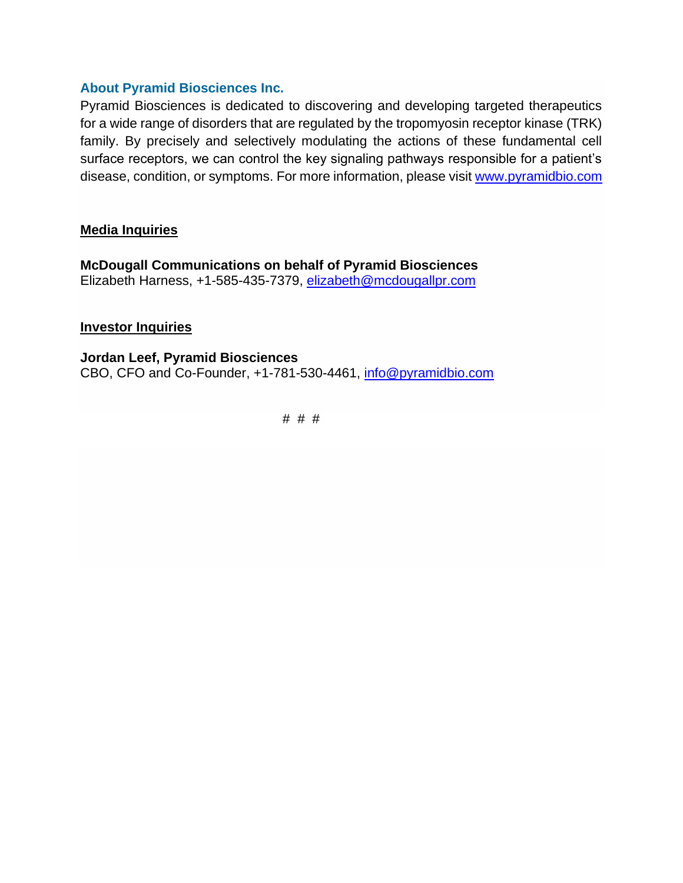## About Pyramid Biosciences Inc.

Pyramid Biosciences is dedicated to discovering and developing targeted therapeutics for a wide range of disorders that are regulated by the tropomyosin receptor kinase (TRK) family. By precisely and selectively modulating the actions of these fundamental cell surface receptors, we can control the key signaling pathways responsible for a patient's disease, condition, or symptoms. For more information, please visit [www.pyramidbio.com](http://www.pyramidbio.com)

**Media Inquiries**

**McDougall Communications on behalf of Pyramid Biosciences**
Elizabeth Harness, +1-585-435-7379, [elizabeth@mcdougallpr.com](mailto:elizabeth@mcdougallpr.com)

**Investor Inquiries**

**Jordan Leef, Pyramid Biosciences**
CBO, CFO and Co-Founder, +1-781-530-4461, [info@pyramidbio.com](mailto:info@pyramidbio.com)

# # #